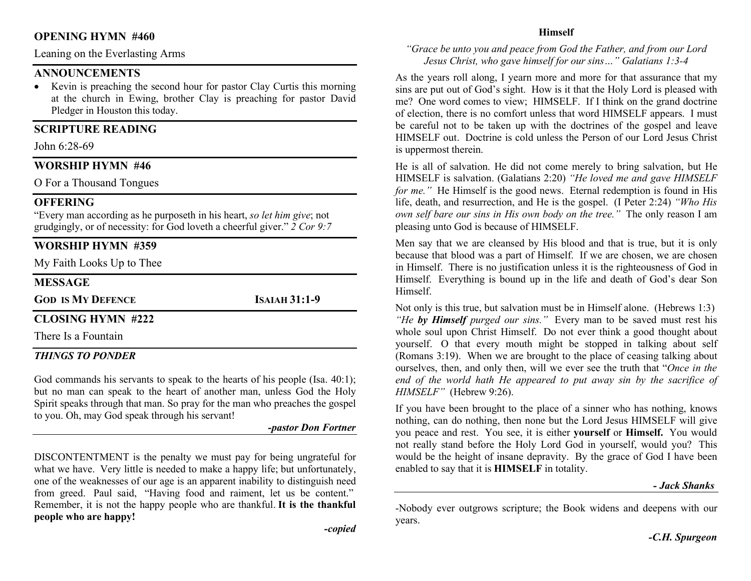## OPENING HYMN #460

Leaning on the Everlasting Arms

## ANNOUNCEMENTS

- Kevin is preaching the second hour for pastor Clay Curtis this morning at the church in Ewing, brother Clay is preaching for pastor David Pledger in Houston this today.

## SCRIPTURE READING

John 6:28-69

## WORSHIP HYMN #46

O For a Thousand Tongues

## OFFERING

"Every man according as he purposeth in his heart, *so let him give*; not grudgingly, or of necessity: for God loveth a cheerful giver." *2 Cor 9:7*

## WORSHIP HYMN #359

My Faith Looks Up to Thee

## MESSAGE

**GOD IS MY DEFENCE** **ISAIAH 31:1-9**

## CLOSING HYMN #222

There Is a Fountain

### *THINGS TO PONDER*

God commands his servants to speak to the hearts of his people (Isa. 40:1); but no man can speak to the heart of another man, unless God the Holy Spirit speaks through that man. So pray for the man who preaches the gospel to you. Oh, may God speak through his servant!

***-pastor Don Fortner***

DISCONTENTMENT is the penalty we must pay for being ungrateful for what we have. Very little is needed to make a happy life; but unfortunately, one of the weaknesses of our age is an apparent inability to distinguish need from greed. Paul said, "Having food and raiment, let us be content." Remember, it is not the happy people who are thankful. **It is the thankful people who are happy!**

***-copied***

### Himself

*"Grace be unto you and peace from God the Father, and from our Lord Jesus Christ, who gave himself for our sins…" Galatians 1:3-4*

As the years roll along, I yearn more and more for that assurance that my sins are put out of God's sight. How is it that the Holy Lord is pleased with me? One word comes to view; HIMSELF. If I think on the grand doctrine of election, there is no comfort unless that word HIMSELF appears. I must be careful not to be taken up with the doctrines of the gospel and leave HIMSELF out. Doctrine is cold unless the Person of our Lord Jesus Christ is uppermost therein.

He is all of salvation. He did not come merely to bring salvation, but He HIMSELF is salvation. (Galatians 2:20) *"He loved me and gave HIMSELF for me."* He Himself is the good news. Eternal redemption is found in His life, death, and resurrection, and He is the gospel. (I Peter 2:24) *"Who His own self bare our sins in His own body on the tree."* The only reason I am pleasing unto God is because of HIMSELF.

Men say that we are cleansed by His blood and that is true, but it is only because that blood was a part of Himself. If we are chosen, we are chosen in Himself. There is no justification unless it is the righteousness of God in Himself. Everything is bound up in the life and death of God's dear Son Himself.

Not only is this true, but salvation must be in Himself alone. (Hebrews 1:3) *"He **by Himself** purged our sins."* Every man to be saved must rest his whole soul upon Christ Himself. Do not ever think a good thought about yourself. O that every mouth might be stopped in talking about self (Romans 3:19). When we are brought to the place of ceasing talking about ourselves, then, and only then, will we ever see the truth that "*Once in the end of the world hath He appeared to put away sin by the sacrifice of HIMSELF"* (Hebrew 9:26).

If you have been brought to the place of a sinner who has nothing, knows nothing, can do nothing, then none but the Lord Jesus HIMSELF will give you peace and rest. You see, it is either **yourself** or **Himself.** You would not really stand before the Holy Lord God in yourself, would you? This would be the height of insane depravity. By the grace of God I have been enabled to say that it is **HIMSELF** in totality.

***- Jack Shanks***

-Nobody ever outgrows scripture; the Book widens and deepens with our years.

***-C.H. Spurgeon***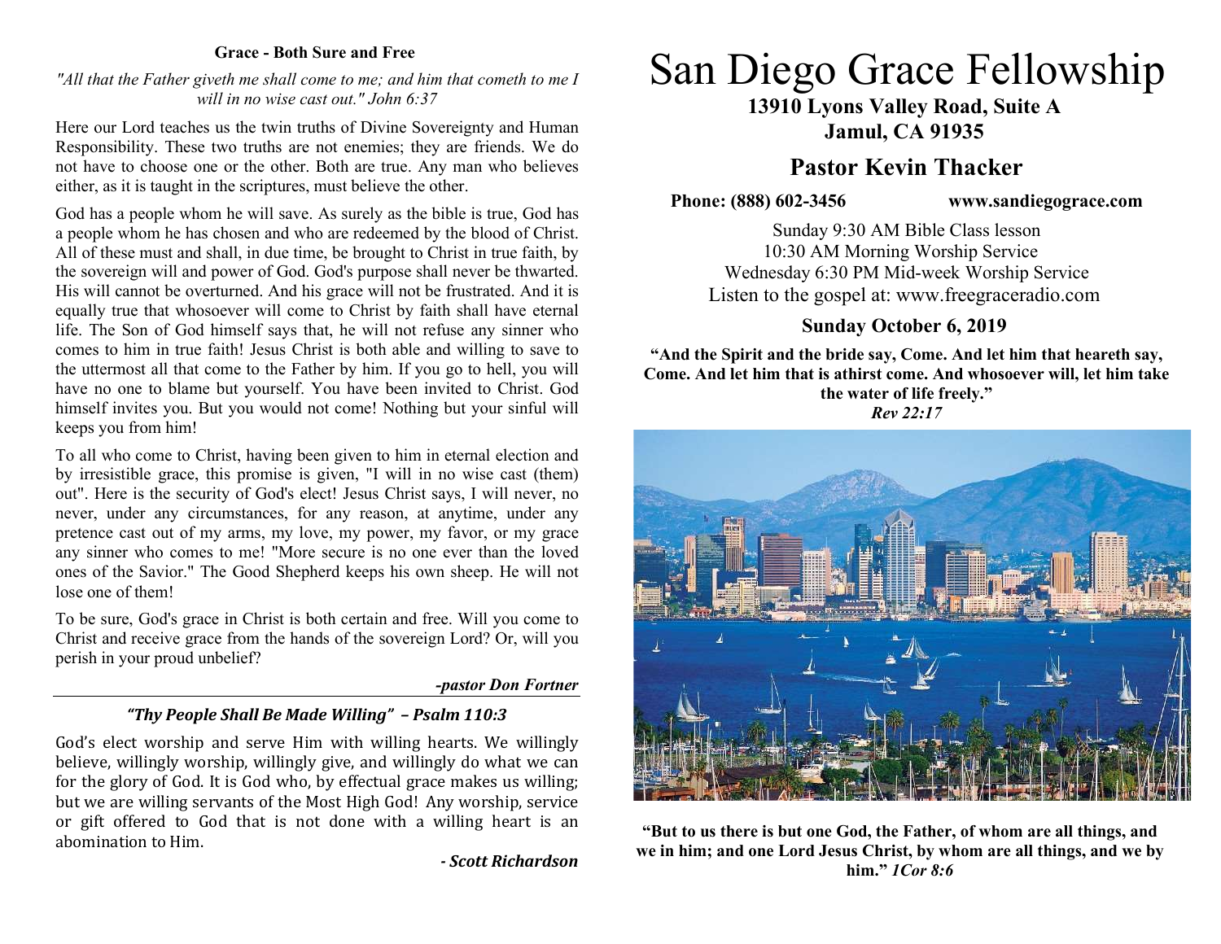## Grace - Both Sure and Free

*"All that the Father giveth me shall come to me; and him that cometh to me I will in no wise cast out." John 6:37*

Here our Lord teaches us the twin truths of Divine Sovereignty and Human Responsibility. These two truths are not enemies; they are friends. We do not have to choose one or the other. Both are true. Any man who believes either, as it is taught in the scriptures, must believe the other.

God has a people whom he will save. As surely as the bible is true, God has a people whom he has chosen and who are redeemed by the blood of Christ. All of these must and shall, in due time, be brought to Christ in true faith, by the sovereign will and power of God. God's purpose shall never be thwarted. His will cannot be overturned. And his grace will not be frustrated. And it is equally true that whosoever will come to Christ by faith shall have eternal life. The Son of God himself says that, he will not refuse any sinner who comes to him in true faith! Jesus Christ is both able and willing to save to the uttermost all that come to the Father by him. If you go to hell, you will have no one to blame but yourself. You have been invited to Christ. God himself invites you. But you would not come! Nothing but your sinful will keeps you from him!

To all who come to Christ, having been given to him in eternal election and by irresistible grace, this promise is given, "I will in no wise cast (them) out". Here is the security of God's elect! Jesus Christ says, I will never, no never, under any circumstances, for any reason, at anytime, under any pretence cast out of my arms, my love, my power, my favor, or my grace any sinner who comes to me! "More secure is no one ever than the loved ones of the Savior." The Good Shepherd keeps his own sheep. He will not lose one of them!

To be sure, God's grace in Christ is both certain and free. Will you come to Christ and receive grace from the hands of the sovereign Lord? Or, will you perish in your proud unbelief?

***-pastor Don Fortner***

---

### *"Thy People Shall Be Made Willing" – Psalm 110:3*

God's elect worship and serve Him with willing hearts. We willingly believe, willingly worship, willingly give, and willingly do what we can for the glory of God. It is God who, by effectual grace makes us willing; but we are willing servants of the Most High God! Any worship, service or gift offered to God that is not done with a willing heart is an abomination to Him.

***- Scott Richardson***

# San Diego Grace Fellowship

**13910 Lyons Valley Road, Suite A**
**Jamul, CA 91935**

## Pastor Kevin Thacker

**Phone: (888) 602-3456** **www.sandiegograce.com**

Sunday 9:30 AM Bible Class lesson
10:30 AM Morning Worship Service
Wednesday 6:30 PM Mid-week Worship Service
Listen to the gospel at: www.freegraceradio.com

### Sunday October 6, 2019

**"And the Spirit and the bride say, Come. And let him that heareth say, Come. And let him that is athirst come. And whosoever will, let him take the water of life freely."**
***Rev 22:17***

**"But to us there is but one God, the Father, of whom are all things, and we in him; and one Lord Jesus Christ, by whom are all things, and we by him."** ***1Cor 8:6***